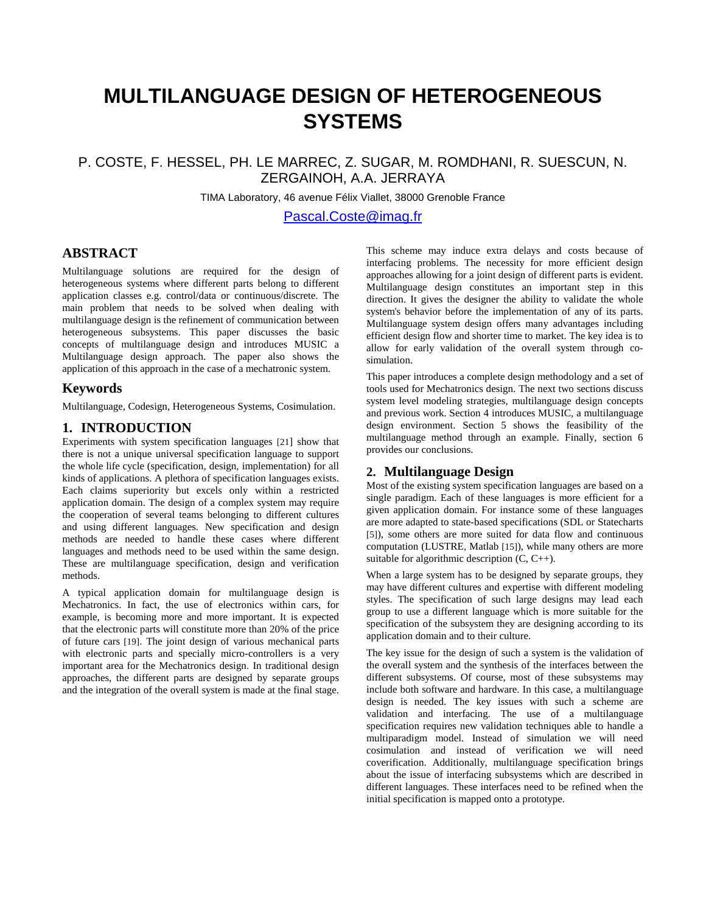# MULTILANGUAGE DESIGN OF HETEROGENEOUS SYSTEMS

P. COSTE, F. HESSEL, PH. LE MARREC, Z. SUGAR, M. ROMDHANI, R. SUESCUN, N. ZERGAINOH, A.A. JERRAYA

TIMA Laboratory, 46 avenue Félix Viallet, 38000 Grenoble France

Pascal.Coste@imag.fr

## ABSTRACT

Multilanguage solutions are required for the design of heterogeneous systems where different parts belong to different application classes e.g. control/data or continuous/discrete. The main problem that needs to be solved when dealing with multilanguage design is the refinement of communication between heterogeneous subsystems. This paper discusses the basic concepts of multilanguage design and introduces MUSIC a Multilanguage design approach. The paper also shows the application of this approach in the case of a mechatronic system.

## Keywords

Multilanguage, Codesign, Heterogeneous Systems, Cosimulation.

## 1. INTRODUCTION

Experiments with system specification languages [21] show that there is not a unique universal specification language to support the whole life cycle (specification, design, implementation) for all kinds of applications. A plethora of specification languages exists. Each claims superiority but excels only within a restricted application domain. The design of a complex system may require the cooperation of several teams belonging to different cultures and using different languages. New specification and design methods are needed to handle these cases where different languages and methods need to be used within the same design. These are multilanguage specification, design and verification methods.

A typical application domain for multilanguage design is Mechatronics. In fact, the use of electronics within cars, for example, is becoming more and more important. It is expected that the electronic parts will constitute more than 20% of the price of future cars [19]. The joint design of various mechanical parts with electronic parts and specially micro-controllers is a very important area for the Mechatronics design. In traditional design approaches, the different parts are designed by separate groups and the integration of the overall system is made at the final stage. This scheme may induce extra delays and costs because of interfacing problems. The necessity for more efficient design approaches allowing for a joint design of different parts is evident. Multilanguage design constitutes an important step in this direction. It gives the designer the ability to validate the whole system's behavior before the implementation of any of its parts. Multilanguage system design offers many advantages including efficient design flow and shorter time to market. The key idea is to allow for early validation of the overall system through co-simulation.

This paper introduces a complete design methodology and a set of tools used for Mechatronics design. The next two sections discuss system level modeling strategies, multilanguage design concepts and previous work. Section 4 introduces MUSIC, a multilanguage design environment. Section 5 shows the feasibility of the multilanguage method through an example. Finally, section 6 provides our conclusions.

## 2. Multilanguage Design

Most of the existing system specification languages are based on a single paradigm. Each of these languages is more efficient for a given application domain. For instance some of these languages are more adapted to state-based specifications (SDL or Statecharts [5]), some others are more suited for data flow and continuous computation (LUSTRE, Matlab [15]), while many others are more suitable for algorithmic description (C, C++).

When a large system has to be designed by separate groups, they may have different cultures and expertise with different modeling styles. The specification of such large designs may lead each group to use a different language which is more suitable for the specification of the subsystem they are designing according to its application domain and to their culture.

The key issue for the design of such a system is the validation of the overall system and the synthesis of the interfaces between the different subsystems. Of course, most of these subsystems may include both software and hardware. In this case, a multilanguage design is needed. The key issues with such a scheme are validation and interfacing. The use of a multilanguage specification requires new validation techniques able to handle a multiparadigm model. Instead of simulation we will need cosimulation and instead of verification we will need coverification. Additionally, multilanguage specification brings about the issue of interfacing subsystems which are described in different languages. These interfaces need to be refined when the initial specification is mapped onto a prototype.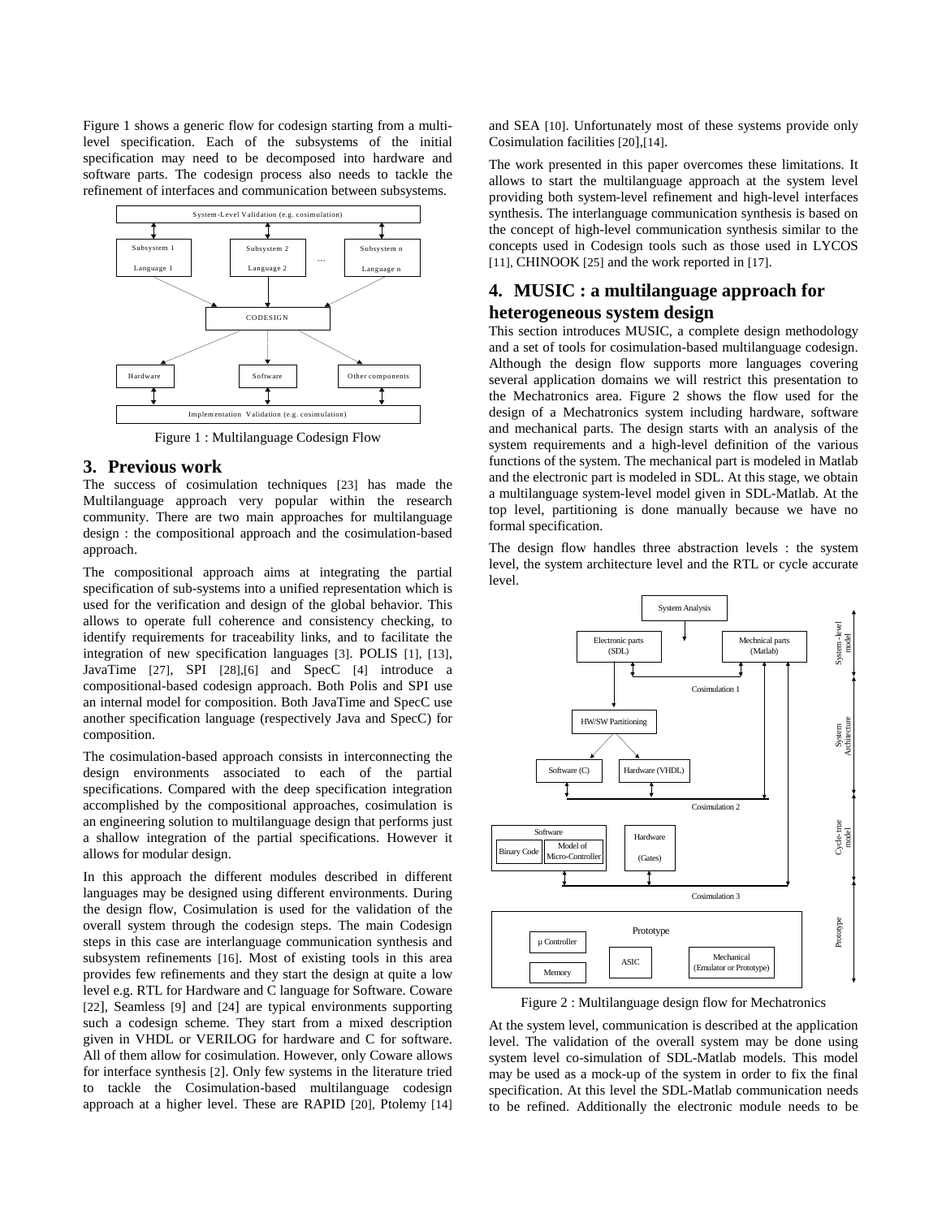Figure 1 shows a generic flow for codesign starting from a multi-level specification. Each of the subsystems of the initial specification may need to be decomposed into hardware and software parts. The codesign process also needs to tackle the refinement of interfaces and communication between subsystems.

Figure 1 : Multilanguage Codesign Flow

## 3. Previous work

The success of cosimulation techniques [23] has made the Multilanguage approach very popular within the research community. There are two main approaches for multilanguage design : the compositional approach and the cosimulation-based approach.

The compositional approach aims at integrating the partial specification of sub-systems into a unified representation which is used for the verification and design of the global behavior. This allows to operate full coherence and consistency checking, to identify requirements for traceability links, and to facilitate the integration of new specification languages [3]. POLIS [1], [13], JavaTime [27], SPI [28],[6] and SpecC [4] introduce a compositional-based codesign approach. Both Polis and SPI use an internal model for composition. Both JavaTime and SpecC use another specification language (respectively Java and SpecC) for composition.

The cosimulation-based approach consists in interconnecting the design environments associated to each of the partial specifications. Compared with the deep specification integration accomplished by the compositional approaches, cosimulation is an engineering solution to multilanguage design that performs just a shallow integration of the partial specifications. However it allows for modular design.

In this approach the different modules described in different languages may be designed using different environments. During the design flow, Cosimulation is used for the validation of the overall system through the codesign steps. The main Codesign steps in this case are interlanguage communication synthesis and subsystem refinements [16]. Most of existing tools in this area provides few refinements and they start the design at quite a low level e.g. RTL for Hardware and C language for Software. Coware [22], Seamless [9] and [24] are typical environments supporting such a codesign scheme. They start from a mixed description given in VHDL or VERILOG for hardware and C for software. All of them allow for cosimulation. However, only Coware allows for interface synthesis [2]. Only few systems in the literature tried to tackle the Cosimulation-based multilanguage codesign approach at a higher level. These are RAPID [20], Ptolemy [14] and SEA [10]. Unfortunately most of these systems provide only Cosimulation facilities [20],[14].

The work presented in this paper overcomes these limitations. It allows to start the multilanguage approach at the system level providing both system-level refinement and high-level interfaces synthesis. The interlanguage communication synthesis is based on the concept of high-level communication synthesis similar to the concepts used in Codesign tools such as those used in LYCOS [11], CHINOOK [25] and the work reported in [17].

## 4. MUSIC : a multilanguage approach for heterogeneous system design

This section introduces MUSIC, a complete design methodology and a set of tools for cosimulation-based multilanguage codesign. Although the design flow supports more languages covering several application domains we will restrict this presentation to the Mechatronics area. Figure 2 shows the flow used for the design of a Mechatronics system including hardware, software and mechanical parts. The design starts with an analysis of the system requirements and a high-level definition of the various functions of the system. The mechanical part is modeled in Matlab and the electronic part is modeled in SDL. At this stage, we obtain a multilanguage system-level model given in SDL-Matlab. At the top level, partitioning is done manually because we have no formal specification.

The design flow handles three abstraction levels : the system level, the system architecture level and the RTL or cycle accurate level.

Figure 2 : Multilanguage design flow for Mechatronics

At the system level, communication is described at the application level. The validation of the overall system may be done using system level co-simulation of SDL-Matlab models. This model may be used as a mock-up of the system in order to fix the final specification. At this level the SDL-Matlab communication needs to be refined. Additionally the electronic module needs to be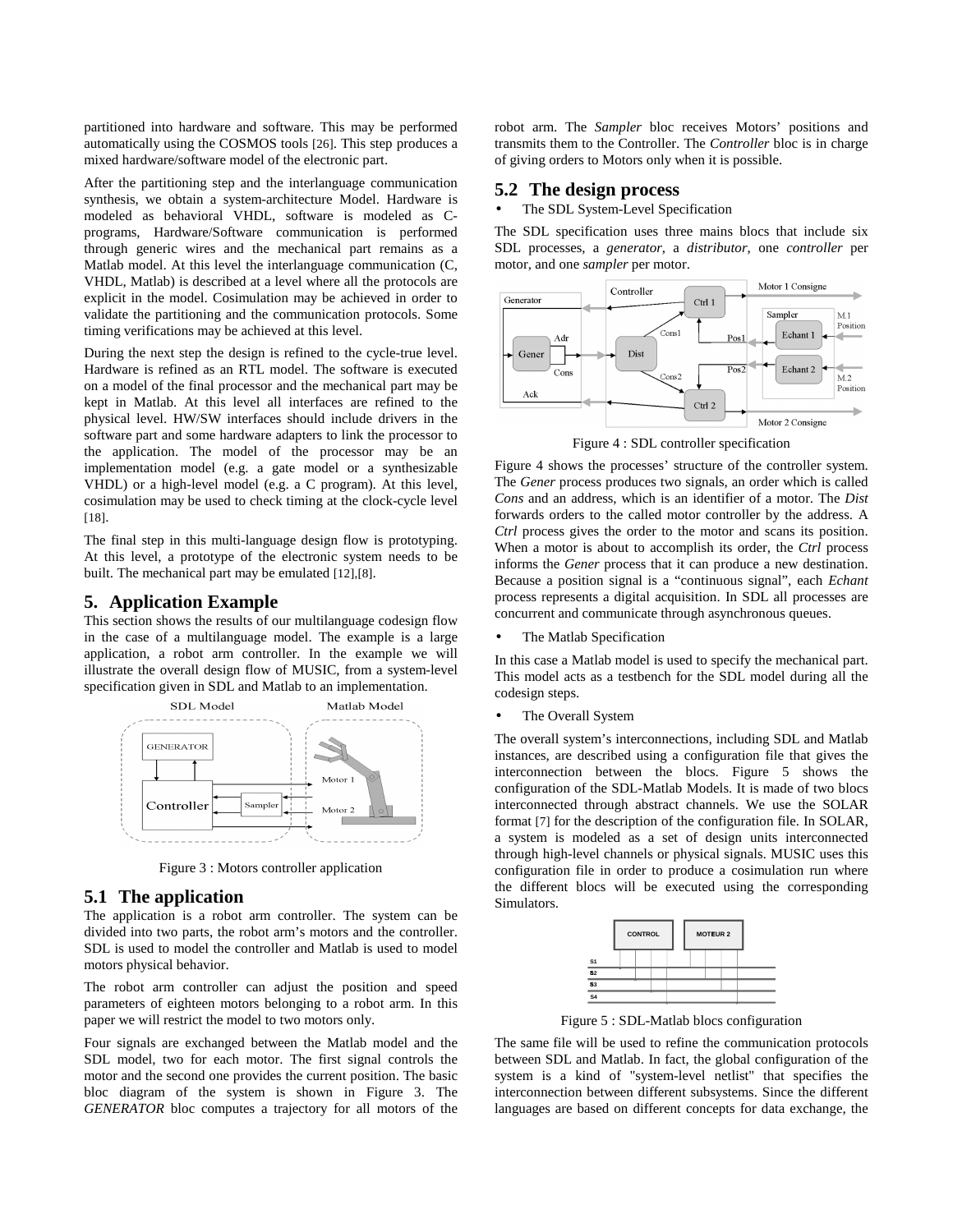partitioned into hardware and software. This may be performed automatically using the COSMOS tools [26]. This step produces a mixed hardware/software model of the electronic part.

After the partitioning step and the interlanguage communication synthesis, we obtain a system-architecture Model. Hardware is modeled as behavioral VHDL, software is modeled as C-programs, Hardware/Software communication is performed through generic wires and the mechanical part remains as a Matlab model. At this level the interlanguage communication (C, VHDL, Matlab) is described at a level where all the protocols are explicit in the model. Cosimulation may be achieved in order to validate the partitioning and the communication protocols. Some timing verifications may be achieved at this level.

During the next step the design is refined to the cycle-true level. Hardware is refined as an RTL model. The software is executed on a model of the final processor and the mechanical part may be kept in Matlab. At this level all interfaces are refined to the physical level. HW/SW interfaces should include drivers in the software part and some hardware adapters to link the processor to the application. The model of the processor may be an implementation model (e.g. a gate model or a synthesizable VHDL) or a high-level model (e.g. a C program). At this level, cosimulation may be used to check timing at the clock-cycle level [18].

The final step in this multi-language design flow is prototyping. At this level, a prototype of the electronic system needs to be built. The mechanical part may be emulated [12],[8].

## 5. Application Example

This section shows the results of our multilanguage codesign flow in the case of a multilanguage model. The example is a large application, a robot arm controller. In the example we will illustrate the overall design flow of MUSIC, from a system-level specification given in SDL and Matlab to an implementation.

SDL Model
Matlab Model
GENERATOR
Controller
Sampler
Motor 1
Motor 2

Figure 3 : Motors controller application

### 5.1 The application

The application is a robot arm controller. The system can be divided into two parts, the robot arm's motors and the controller. SDL is used to model the controller and Matlab is used to model motors physical behavior.

The robot arm controller can adjust the position and speed parameters of eighteen motors belonging to a robot arm. In this paper we will restrict the model to two motors only.

Four signals are exchanged between the Matlab model and the SDL model, two for each motor. The first signal controls the motor and the second one provides the current position. The basic bloc diagram of the system is shown in Figure 3. The *GENERATOR* bloc computes a trajectory for all motors of the robot arm. The *Sampler* bloc receives Motors' positions and transmits them to the Controller. The *Controller* bloc is in charge of giving orders to Motors only when it is possible.

### 5.2 The design process

- The SDL System-Level Specification

The SDL specification uses three mains blocs that include six SDL processes, a *generator*, a *distributor*, one *controller* per motor, and one *sampler* per motor.

Generator
Controller
Ctrl 1
Motor 1 Consigne
Sampler
M.1 Position
Adr
Cons1
Pos1
Echant 1
Gener
Dist
Cons
Cons2
Pos2
Echant 2
M.2 Position
Ack
Ctrl 2
Motor 2 Consigne

Figure 4 : SDL controller specification

Figure 4 shows the processes' structure of the controller system. The *Gener* process produces two signals, an order which is called *Cons* and an address, which is an identifier of a motor. The *Dist* forwards orders to the called motor controller by the address. A *Ctrl* process gives the order to the motor and scans its position. When a motor is about to accomplish its order, the *Ctrl* process informs the *Gener* process that it can produce a new destination. Because a position signal is a "continuous signal", each *Echant* process represents a digital acquisition. In SDL all processes are concurrent and communicate through asynchronous queues.

- The Matlab Specification

In this case a Matlab model is used to specify the mechanical part. This model acts as a testbench for the SDL model during all the codesign steps.

- The Overall System

The overall system's interconnections, including SDL and Matlab instances, are described using a configuration file that gives the interconnection between the blocs. Figure 5 shows the configuration of the SDL-Matlab Models. It is made of two blocs interconnected through abstract channels. We use the SOLAR format [7] for the description of the configuration file. In SOLAR, a system is modeled as a set of design units interconnected through high-level channels or physical signals. MUSIC uses this configuration file in order to produce a cosimulation run where the different blocs will be executed using the corresponding Simulators.

CONTROL
MOTEUR 2
S1
S2
S3
S4

Figure 5 : SDL-Matlab blocs configuration

The same file will be used to refine the communication protocols between SDL and Matlab. In fact, the global configuration of the system is a kind of "system-level netlist" that specifies the interconnection between different subsystems. Since the different languages are based on different concepts for data exchange, the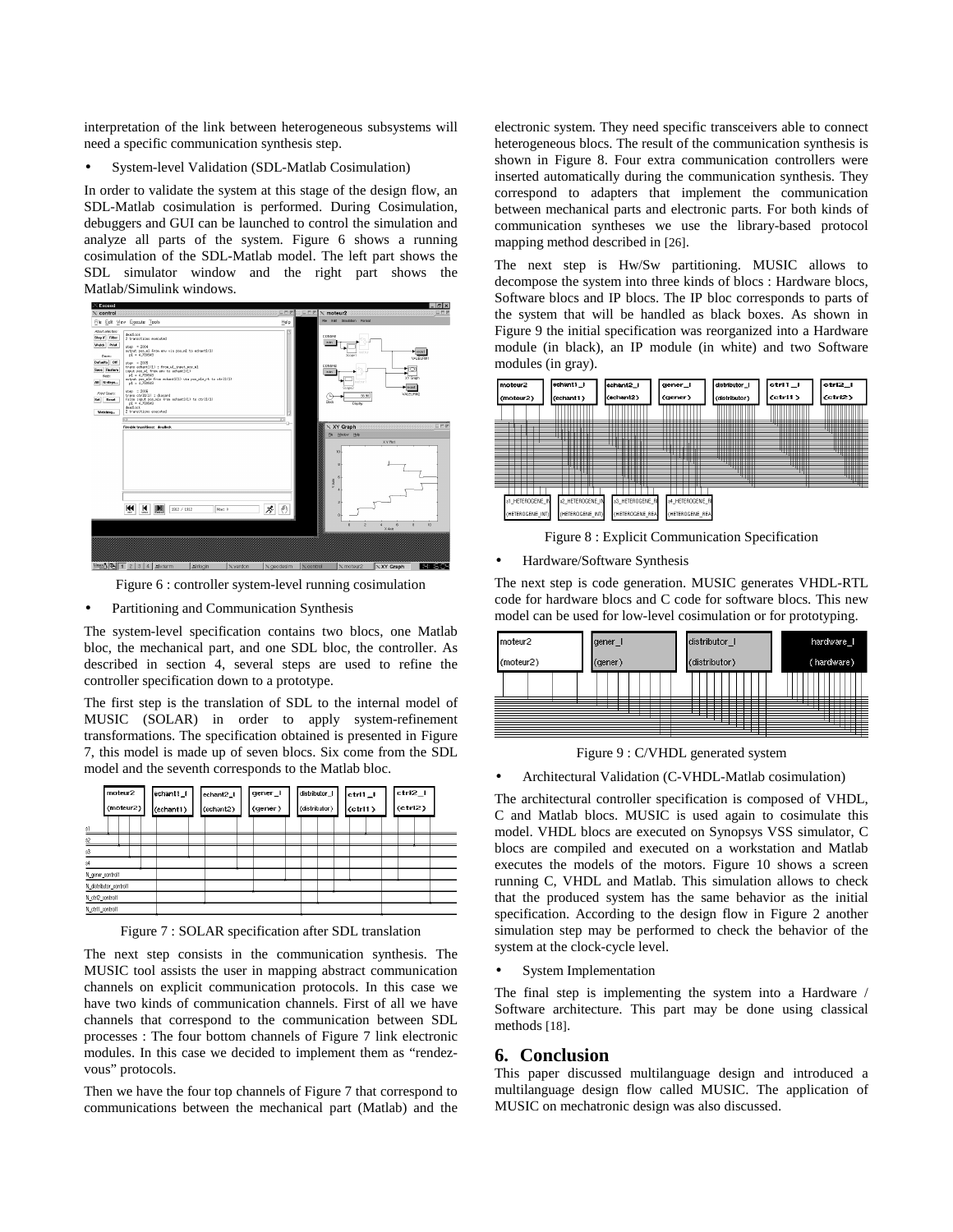interpretation of the link between heterogeneous subsystems will need a specific communication synthesis step.

- System-level Validation (SDL-Matlab Cosimulation)

In order to validate the system at this stage of the design flow, an SDL-Matlab cosimulation is performed. During Cosimulation, debuggers and GUI can be launched to control the simulation and analyze all parts of the system. Figure 6 shows a running cosimulation of the SDL-Matlab model. The left part shows the SDL simulator window and the right part shows the Matlab/Simulink windows.

Figure 6 : controller system-level running cosimulation

- Partitioning and Communication Synthesis

The system-level specification contains two blocs, one Matlab bloc, the mechanical part, and one SDL bloc, the controller. As described in section 4, several steps are used to refine the controller specification down to a prototype.

The first step is the translation of SDL to the internal model of MUSIC (SOLAR) in order to apply system-refinement transformations. The specification obtained is presented in Figure 7, this model is made up of seven blocs. Six come from the SDL model and the seventh corresponds to the Matlab bloc.

Figure 7 : SOLAR specification after SDL translation

The next step consists in the communication synthesis. The MUSIC tool assists the user in mapping abstract communication channels on explicit communication protocols. In this case we have two kinds of communication channels. First of all we have channels that correspond to the communication between SDL processes : The four bottom channels of Figure 7 link electronic modules. In this case we decided to implement them as "rendez-vous" protocols.

Then we have the four top channels of Figure 7 that correspond to communications between the mechanical part (Matlab) and the electronic system. They need specific transceivers able to connect heterogeneous blocs. The result of the communication synthesis is shown in Figure 8. Four extra communication controllers were inserted automatically during the communication synthesis. They correspond to adapters that implement the communication between mechanical parts and electronic parts. For both kinds of communication syntheses we use the library-based protocol mapping method described in [26].

The next step is Hw/Sw partitioning. MUSIC allows to decompose the system into three kinds of blocs : Hardware blocs, Software blocs and IP blocs. The IP bloc corresponds to parts of the system that will be handled as black boxes. As shown in Figure 9 the initial specification was reorganized into a Hardware module (in black), an IP module (in white) and two Software modules (in gray).

Figure 8 : Explicit Communication Specification

- Hardware/Software Synthesis

The next step is code generation. MUSIC generates VHDL-RTL code for hardware blocs and C code for software blocs. This new model can be used for low-level cosimulation or for prototyping.

Figure 9 : C/VHDL generated system

- Architectural Validation (C-VHDL-Matlab cosimulation)

The architectural controller specification is composed of VHDL, C and Matlab blocs. MUSIC is used again to cosimulate this model. VHDL blocs are executed on Synopsys VSS simulator, C blocs are compiled and executed on a workstation and Matlab executes the models of the motors. Figure 10 shows a screen running C, VHDL and Matlab. This simulation allows to check that the produced system has the same behavior as the initial specification. According to the design flow in Figure 2 another simulation step may be performed to check the behavior of the system at the clock-cycle level.

- System Implementation

The final step is implementing the system into a Hardware / Software architecture. This part may be done using classical methods [18].

## 6. Conclusion

This paper discussed multilanguage design and introduced a multilanguage design flow called MUSIC. The application of MUSIC on mechatronic design was also discussed.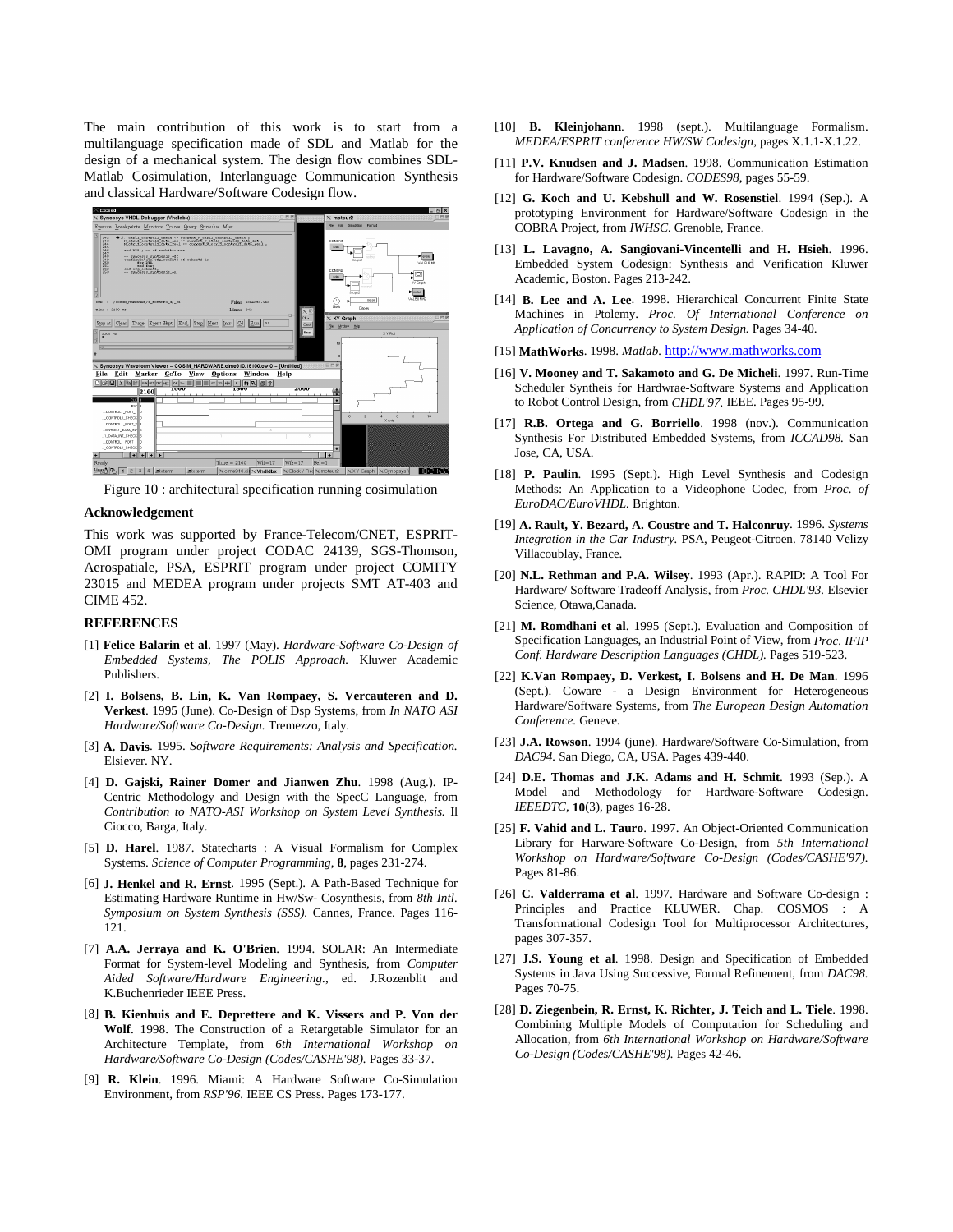The main contribution of this work is to start from a multilanguage specification made of SDL and Matlab for the design of a mechanical system. The design flow combines SDL-Matlab Cosimulation, Interlanguage Communication Synthesis and classical Hardware/Software Codesign flow.

Figure 10 : architectural specification running cosimulation

### Acknowledgement

This work was supported by France-Telecom/CNET, ESPRIT-OMI program under project CODAC 24139, SGS-Thomson, Aerospatiale, PSA, ESPRIT program under project COMITY 23015 and MEDEA program under projects SMT AT-403 and CIME 452.

## REFERENCES

[1] **Felice Balarin et al**. 1997 (May). *Hardware-Software Co-Design of Embedded Systems, The POLIS Approach.* Kluwer Academic Publishers.

[2] **I. Bolsens, B. Lin, K. Van Rompaey, S. Vercauteren and D. Verkest**. 1995 (June). Co-Design of Dsp Systems, from *In NATO ASI Hardware/Software Co-Design.* Tremezzo, Italy.

[3] **A. Davis**. 1995. *Software Requirements: Analysis and Specification.* Elsiever. NY.

[4] **D. Gajski, Rainer Domer and Jianwen Zhu**. 1998 (Aug.). IP-Centric Methodology and Design with the SpecC Language, from *Contribution to NATO-ASI Workshop on System Level Synthesis.* Il Ciocco, Barga, Italy.

[5] **D. Harel**. 1987. Statecharts : A Visual Formalism for Complex Systems. *Science of Computer Programming*, **8**, pages 231-274.

[6] **J. Henkel and R. Ernst**. 1995 (Sept.). A Path-Based Technique for Estimating Hardware Runtime in Hw/Sw- Cosynthesis, from *8th Intl. Symposium on System Synthesis (SSS).* Cannes, France. Pages 116-121.

[7] **A.A. Jerraya and K. O'Brien**. 1994. SOLAR: An Intermediate Format for System-level Modeling and Synthesis, from *Computer Aided Software/Hardware Engineering.*, ed. J.Rozenblit and K.Buchenrieder IEEE Press.

[8] **B. Kienhuis and E. Deprettere and K. Vissers and P. Von der Wolf**. 1998. The Construction of a Retargetable Simulator for an Architecture Template, from *6th International Workshop on Hardware/Software Co-Design (Codes/CASHE'98).* Pages 33-37.

[9] **R. Klein**. 1996. Miami: A Hardware Software Co-Simulation Environment, from *RSP'96.* IEEE CS Press. Pages 173-177.

[10] **B. Kleinjohann**. 1998 (sept.). Multilanguage Formalism. *MEDEA/ESPRIT conference HW/SW Codesign*, pages X.1.1-X.1.22.

[11] **P.V. Knudsen and J. Madsen**. 1998. Communication Estimation for Hardware/Software Codesign. *CODES98*, pages 55-59.

[12] **G. Koch and U. Kebshull and W. Rosenstiel**. 1994 (Sep.). A prototyping Environment for Hardware/Software Codesign in the COBRA Project, from *IWHSC.* Grenoble, France.

[13] **L. Lavagno, A. Sangiovani-Vincentelli and H. Hsieh**. 1996. Embedded System Codesign: Synthesis and Verification Kluwer Academic, Boston. Pages 213-242.

[14] **B. Lee and A. Lee**. 1998. Hierarchical Concurrent Finite State Machines in Ptolemy. *Proc. Of International Conference on Application of Concurrency to System Design.* Pages 34-40.

[15] **MathWorks**. 1998. *Matlab.* http://www.mathworks.com

[16] **V. Mooney and T. Sakamoto and G. De Micheli**. 1997. Run-Time Scheduler Syntheis for Hardwrae-Software Systems and Application to Robot Control Design, from *CHDL'97.* IEEE. Pages 95-99.

[17] **R.B. Ortega and G. Borriello**. 1998 (nov.). Communication Synthesis For Distributed Embedded Systems, from *ICCAD98.* San Jose, CA, USA.

[18] **P. Paulin**. 1995 (Sept.). High Level Synthesis and Codesign Methods: An Application to a Videophone Codec, from *Proc. of EuroDAC/EuroVHDL.* Brighton.

[19] **A. Rault, Y. Bezard, A. Coustre and T. Halconruy**. 1996. *Systems Integration in the Car Industry.* PSA, Peugeot-Citroen. 78140 Velizy Villacoublay, France.

[20] **N.L. Rethman and P.A. Wilsey**. 1993 (Apr.). RAPID: A Tool For Hardware/ Software Tradeoff Analysis, from *Proc. CHDL'93.* Elsevier Science, Otawa,Canada.

[21] **M. Romdhani et al**. 1995 (Sept.). Evaluation and Composition of Specification Languages, an Industrial Point of View, from *Proc. IFIP Conf. Hardware Description Languages (CHDL).* Pages 519-523.

[22] **K.Van Rompaey, D. Verkest, I. Bolsens and H. De Man**. 1996 (Sept.). Coware - a Design Environment for Heterogeneous Hardware/Software Systems, from *The European Design Automation Conference.* Geneve.

[23] **J.A. Rowson**. 1994 (june). Hardware/Software Co-Simulation, from *DAC94.* San Diego, CA, USA. Pages 439-440.

[24] **D.E. Thomas and J.K. Adams and H. Schmit**. 1993 (Sep.). A Model and Methodology for Hardware-Software Codesign. *IEEEDTC*, **10**(3), pages 16-28.

[25] **F. Vahid and L. Tauro**. 1997. An Object-Oriented Communication Library for Harware-Software Co-Design, from *5th International Workshop on Hardware/Software Co-Design (Codes/CASHE'97).* Pages 81-86.

[26] **C. Valderrama et al**. 1997. Hardware and Software Co-design : Principles and Practice KLUWER. Chap. COSMOS : A Transformational Codesign Tool for Multiprocessor Architectures, pages 307-357.

[27] **J.S. Young et al**. 1998. Design and Specification of Embedded Systems in Java Using Successive, Formal Refinement, from *DAC98.* Pages 70-75.

[28] **D. Ziegenbein, R. Ernst, K. Richter, J. Teich and L. Tiele**. 1998. Combining Multiple Models of Computation for Scheduling and Allocation, from *6th International Workshop on Hardware/Software Co-Design (Codes/CASHE'98).* Pages 42-46.